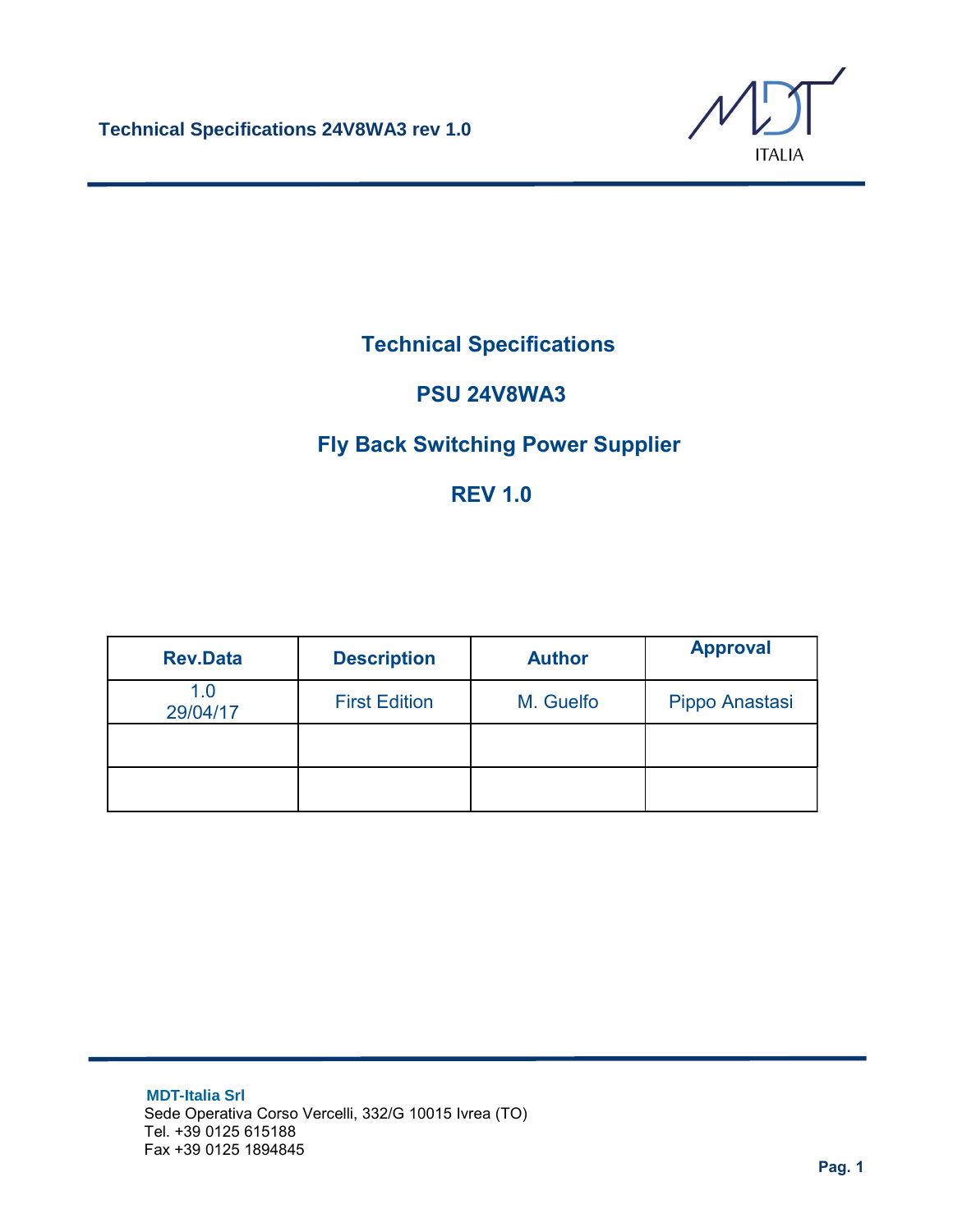# Technical Specifications

## PSU 24V8WA3

## Fly Back Switching Power Supplier

## REV 1.0

| Rev.Data | Description | Author | Approval |
|---|---|---|---|
| 1.0<br>29/04/17 | First Edition | M. Guelfo | Pippo Anastasi |
| | | | |
| | | | |

**MDT-Italia Srl**
Sede Operativa Corso Vercelli, 332/G 10015 Ivrea (TO)
Tel. +39 0125 615188
Fax +39 0125 1894845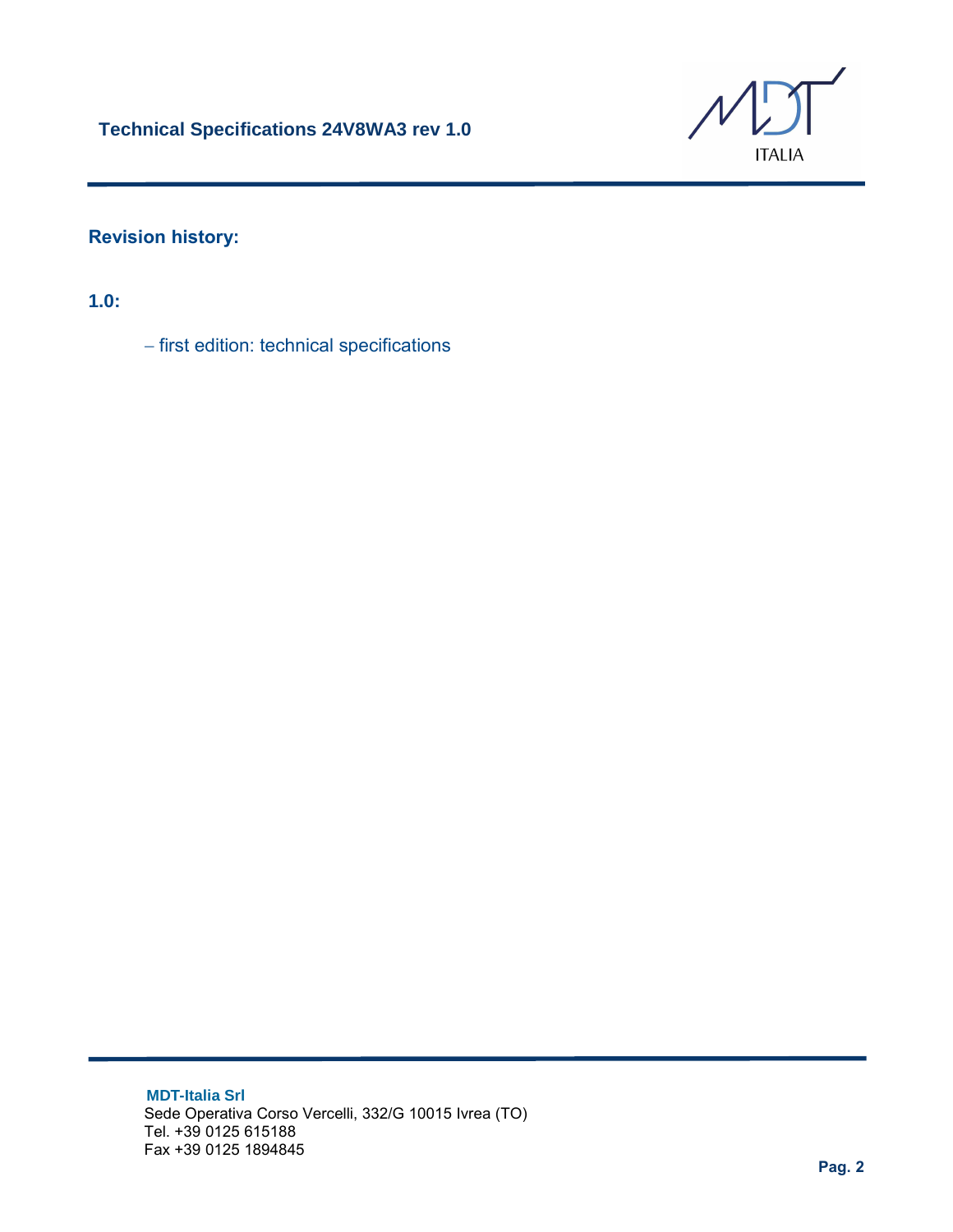## Revision history:

**1.0:**

- first edition: technical specifications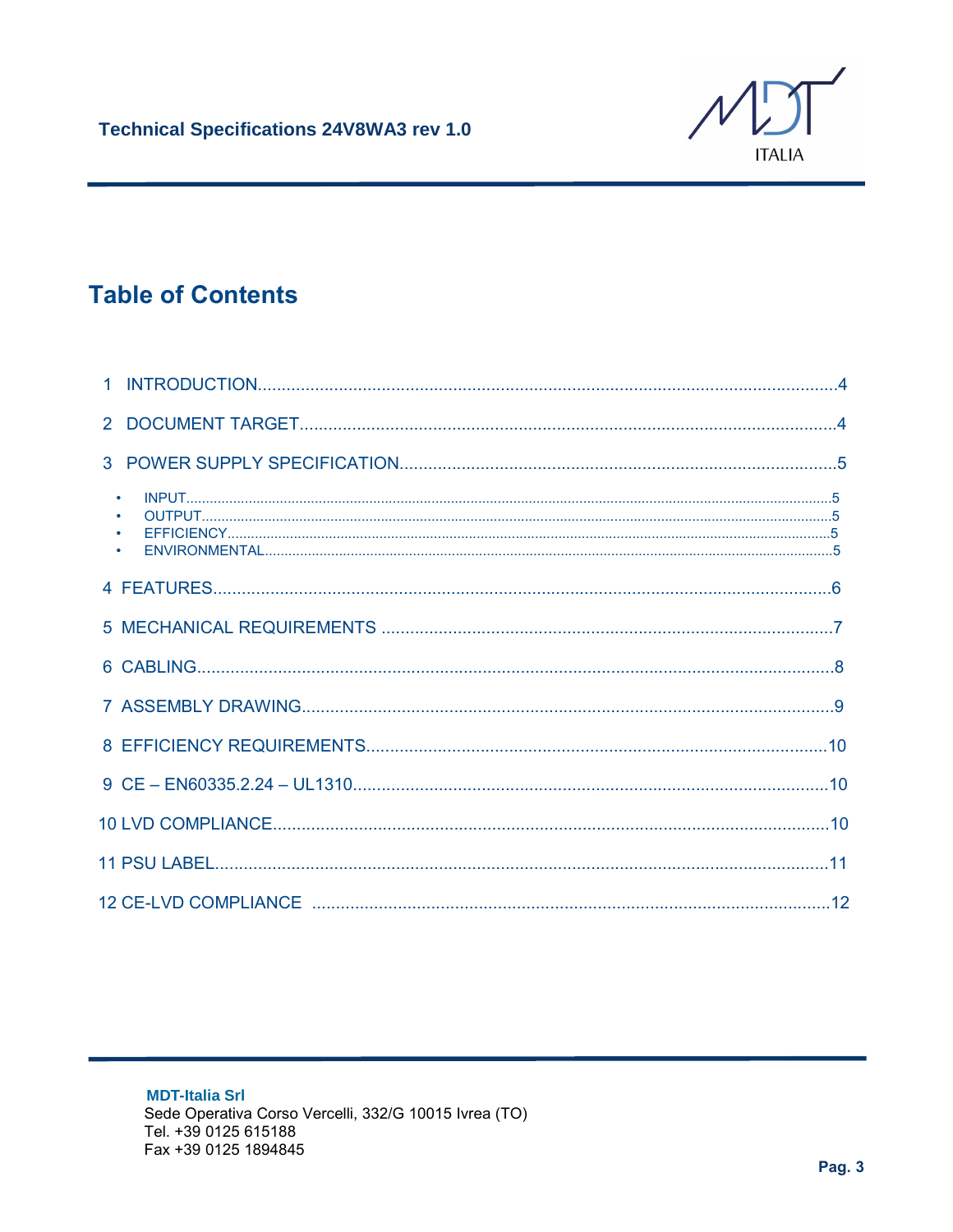# Table of Contents

1 INTRODUCTION.........................................................................................................4

2 DOCUMENT TARGET.................................................................................................4

3 POWER SUPPLY SPECIFICATION..............................................................................5

- INPUT.................................................................................................................5
- OUTPUT..............................................................................................................5
- EFFICIENCY.........................................................................................................5
- ENVIRONMENTAL.................................................................................................5

4 FEATURES.................................................................................................................6

5 MECHANICAL REQUIREMENTS ...............................................................................7

6 CABLING....................................................................................................................8

7 ASSEMBLY DRAWING...............................................................................................9

8 EFFICIENCY REQUIREMENTS.................................................................................10

9 CE – EN60335.2.24 – UL1310....................................................................................10

10 LVD COMPLIANCE..................................................................................................10

11 PSU LABEL..............................................................................................................11

12 CE-LVD COMPLIANCE ............................................................................................12

**MDT-Italia Srl**
Sede Operativa Corso Vercelli, 332/G 10015 Ivrea (TO)
Tel. +39 0125 615188
Fax +39 0125 1894845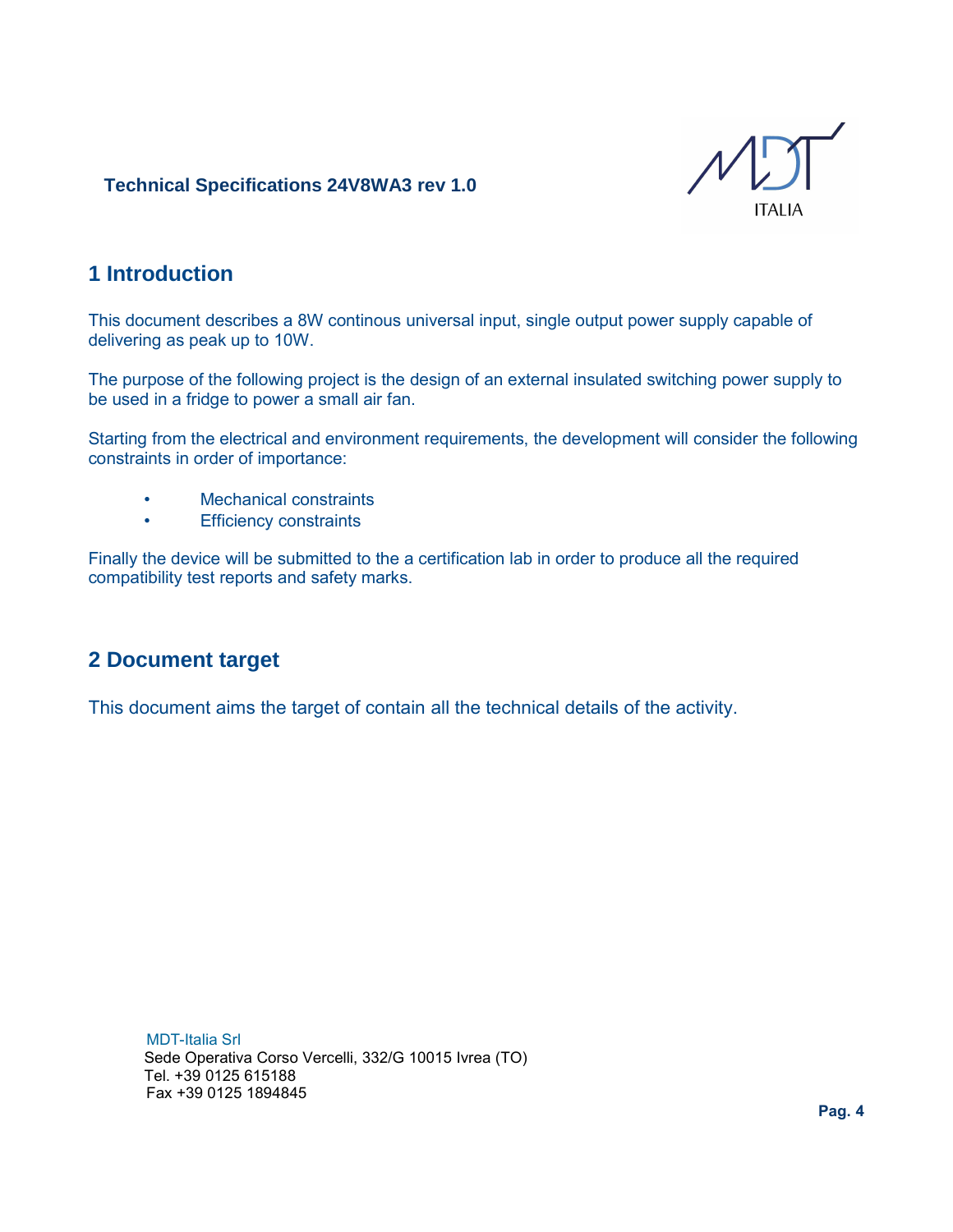# 1 Introduction

This document describes a 8W continous universal input, single output power supply capable of delivering as peak up to 10W.

The purpose of the following project is the design of an external insulated switching power supply to be used in a fridge to power a small air fan.

Starting from the electrical and environment requirements, the development will consider the following constraints in order of importance:

- Mechanical constraints
- Efficiency constraints

Finally the device will be submitted to the a certification lab in order to produce all the required compatibility test reports and safety marks.

# 2 Document target

This document aims the target of contain all the technical details of the activity.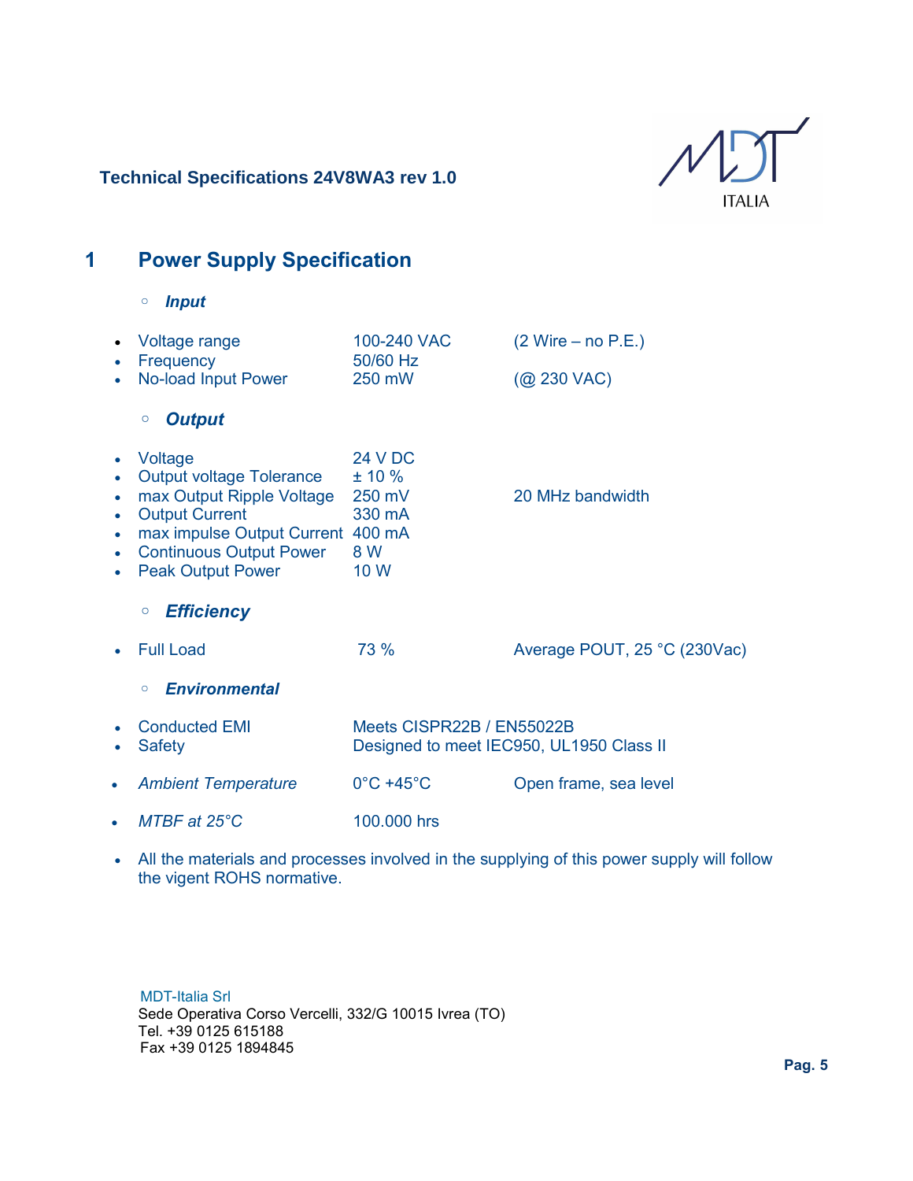**Technical Specifications 24V8WA3 rev 1.0**

# 1 Power Supply Specification

- ***Input***

| | | |
|---|---|---|
| Voltage range | 100-240 VAC | (2 Wire – no P.E.) |
| Frequency | 50/60 Hz | |
| No-load Input Power | 250 mW | (@ 230 VAC) |

- ***Output***

| | | |
|---|---|---|
| Voltage | 24 V DC | |
| Output voltage Tolerance | ± 10 % | |
| max Output Ripple Voltage | 250 mV | 20 MHz bandwidth |
| Output Current | 330 mA | |
| max impulse Output Current | 400 mA | |
| Continuous Output Power | 8 W | |
| Peak Output Power | 10 W | |

- ***Efficiency***

| | | |
|---|---|---|
| Full Load | 73 % | Average POUT, 25 °C (230Vac) |

- ***Environmental***

| | | |
|---|---|---|
| Conducted EMI | Meets CISPR22B / EN55022B | |
| Safety | Designed to meet IEC950, UL1950 Class II | |
| *Ambient Temperature* | 0°C +45°C | Open frame, sea level |
| *MTBF at 25°C* | 100.000 hrs | |

- All the materials and processes involved in the supplying of this power supply will follow the vigent ROHS normative.

MDT-Italia Srl
Sede Operativa Corso Vercelli, 332/G 10015 Ivrea (TO)
Tel. +39 0125 615188
Fax +39 0125 1894845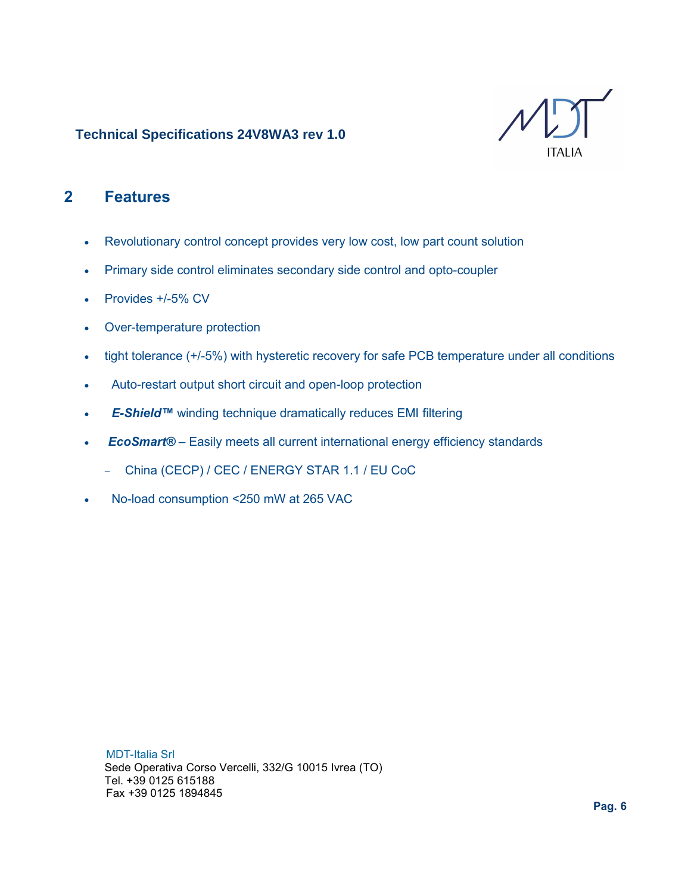## 2 Features

- Revolutionary control concept provides very low cost, low part count solution
- Primary side control eliminates secondary side control and opto-coupler
- Provides +/-5% CV
- Over-temperature protection
- tight tolerance (+/-5%) with hysteretic recovery for safe PCB temperature under all conditions
- Auto-restart output short circuit and open-loop protection
- ***E-Shield™*** winding technique dramatically reduces EMI filtering
- ***EcoSmart®*** – Easily meets all current international energy efficiency standards
  - China (CECP) / CEC / ENERGY STAR 1.1 / EU CoC
- No-load consumption <250 mW at 265 VAC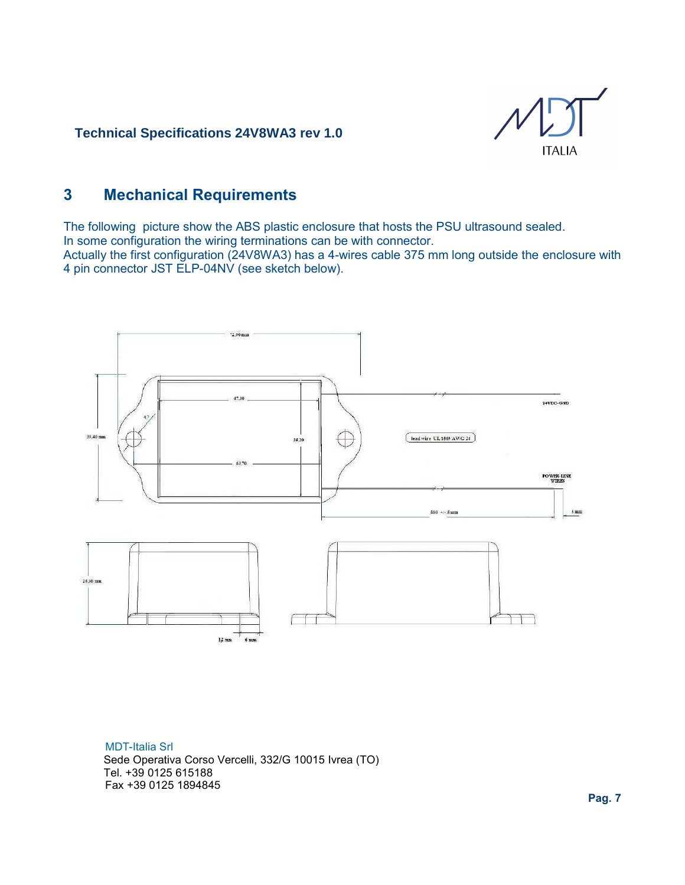## 3 Mechanical Requirements

The following picture show the ABS plastic enclosure that hosts the PSU ultrasound sealed.
In some configuration the wiring terminations can be with connector.
Actually the first configuration (24V8WA3) has a 4-wires cable 375 mm long outside the enclosure with 4 pin connector JST ELP-04NV (see sketch below).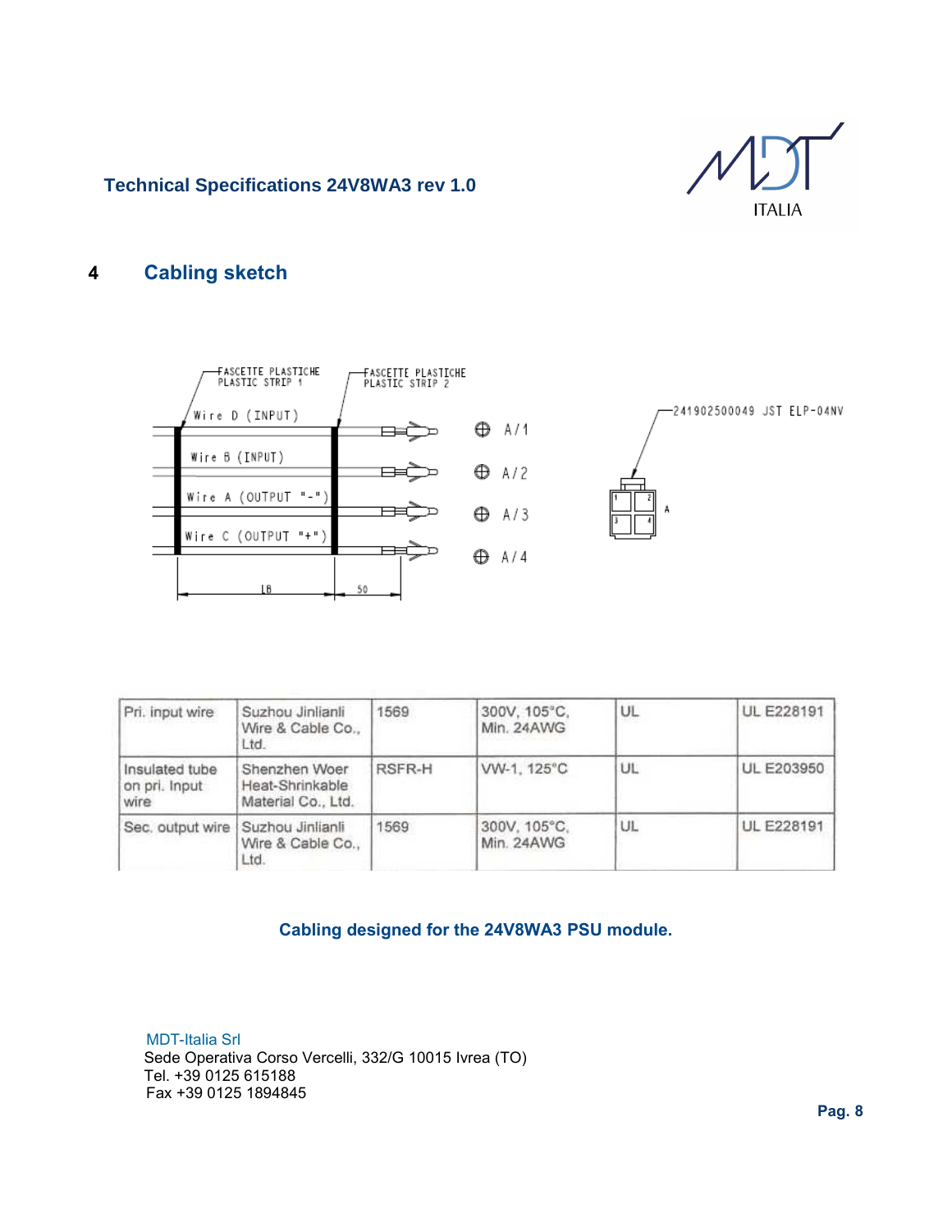## 4 Cabling sketch

FASCETTE PLASTICHE
PLASTIC STRIP 1

FASCETTE PLASTICHE
PLASTIC STRIP 2

Wire D (INPUT) — A/1

Wire B (INPUT) — A/2

Wire A (OUTPUT "-") — A/3

Wire C (OUTPUT "+") — A/4

LB    50

241902500049 JST ELP-04NV

A

| Pri. input wire | Suzhou Jinlianli Wire & Cable Co., Ltd. | 1569 | 300V, 105°C, Min. 24AWG | UL | UL E228191 |
|---|---|---|---|---|---|
| Insulated tube on pri. Input wire | Shenzhen Woer Heat-Shrinkable Material Co., Ltd. | RSFR-H | VW-1, 125°C | UL | UL E203950 |
| Sec. output wire | Suzhou Jinlianli Wire & Cable Co., Ltd. | 1569 | 300V, 105°C, Min. 24AWG | UL | UL E228191 |

**Cabling designed for the 24V8WA3 PSU module.**

MDT-Italia Srl
Sede Operativa Corso Vercelli, 332/G 10015 Ivrea (TO)
Tel. +39 0125 615188
Fax +39 0125 1894845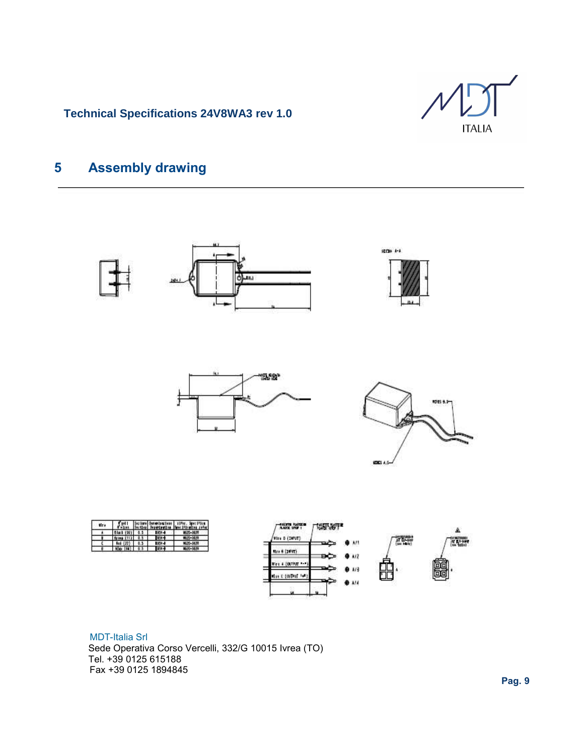## 5 Assembly drawing

MDT-Italia Srl
Sede Operativa Corso Vercelli, 332/G 10015 Ivrea (TO)
Tel. +39 0125 615188
Fax +39 0125 1894845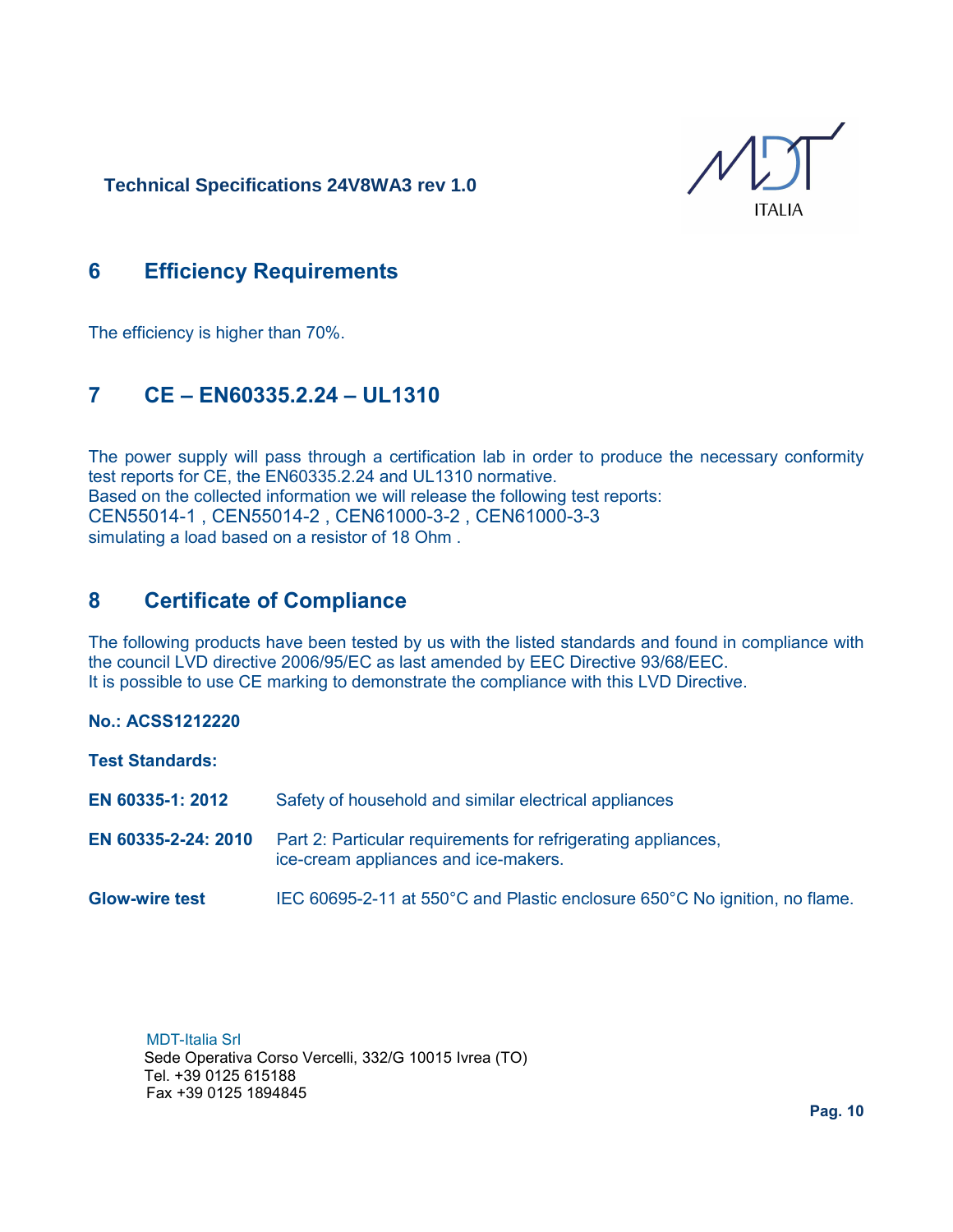## 6 Efficiency Requirements

The efficiency is higher than 70%.

## 7 CE – EN60335.2.24 – UL1310

The power supply will pass through a certification lab in order to produce the necessary conformity test reports for CE, the EN60335.2.24 and UL1310 normative.
Based on the collected information we will release the following test reports:
CEN55014-1 , CEN55014-2 , CEN61000-3-2 , CEN61000-3-3
simulating a load based on a resistor of 18 Ohm .

## 8 Certificate of Compliance

The following products have been tested by us with the listed standards and found in compliance with the council LVD directive 2006/95/EC as last amended by EEC Directive 93/68/EEC.
It is possible to use CE marking to demonstrate the compliance with this LVD Directive.

**No.: ACSS1212220**

**Test Standards:**

| | |
|---|---|
| **EN 60335-1: 2012** | Safety of household and similar electrical appliances |
| **EN 60335-2-24: 2010** | Part 2: Particular requirements for refrigerating appliances, ice-cream appliances and ice-makers. |
| **Glow-wire test** | IEC 60695-2-11 at 550°C and Plastic enclosure 650°C No ignition, no flame. |

MDT-Italia Srl
Sede Operativa Corso Vercelli, 332/G 10015 Ivrea (TO)
Tel. +39 0125 615188
Fax +39 0125 1894845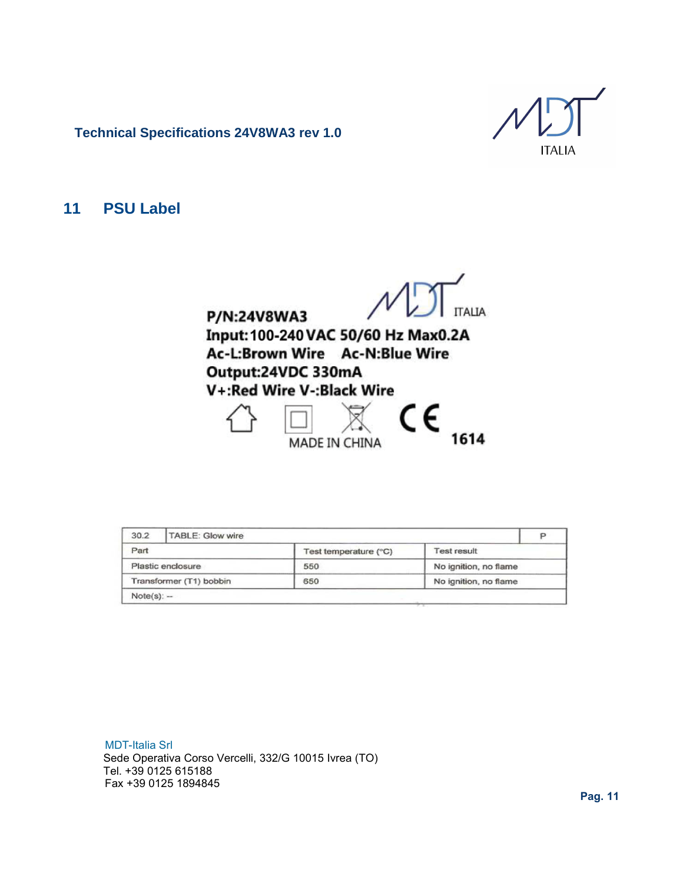## 11 PSU Label

P/N:24V8WA3

Input:100-240 VAC 50/60 Hz Max0.2A

Ac-L:Brown Wire Ac-N:Blue Wire

Output:24VDC 330mA

V+:Red Wire V-:Black Wire

MADE IN CHINA

1614

| 30.2 | TABLE: Glow wire | | P |
|---|---|---|---|
| Part | Test temperature (°C) | Test result | |
| Plastic enclosure | 550 | No ignition, no flame | |
| Transformer (T1) bobbin | 650 | No ignition, no flame | |
| Note(s): -- | | | |

MDT-Italia Srl
Sede Operativa Corso Vercelli, 332/G 10015 Ivrea (TO)
Tel. +39 0125 615188
Fax +39 0125 1894845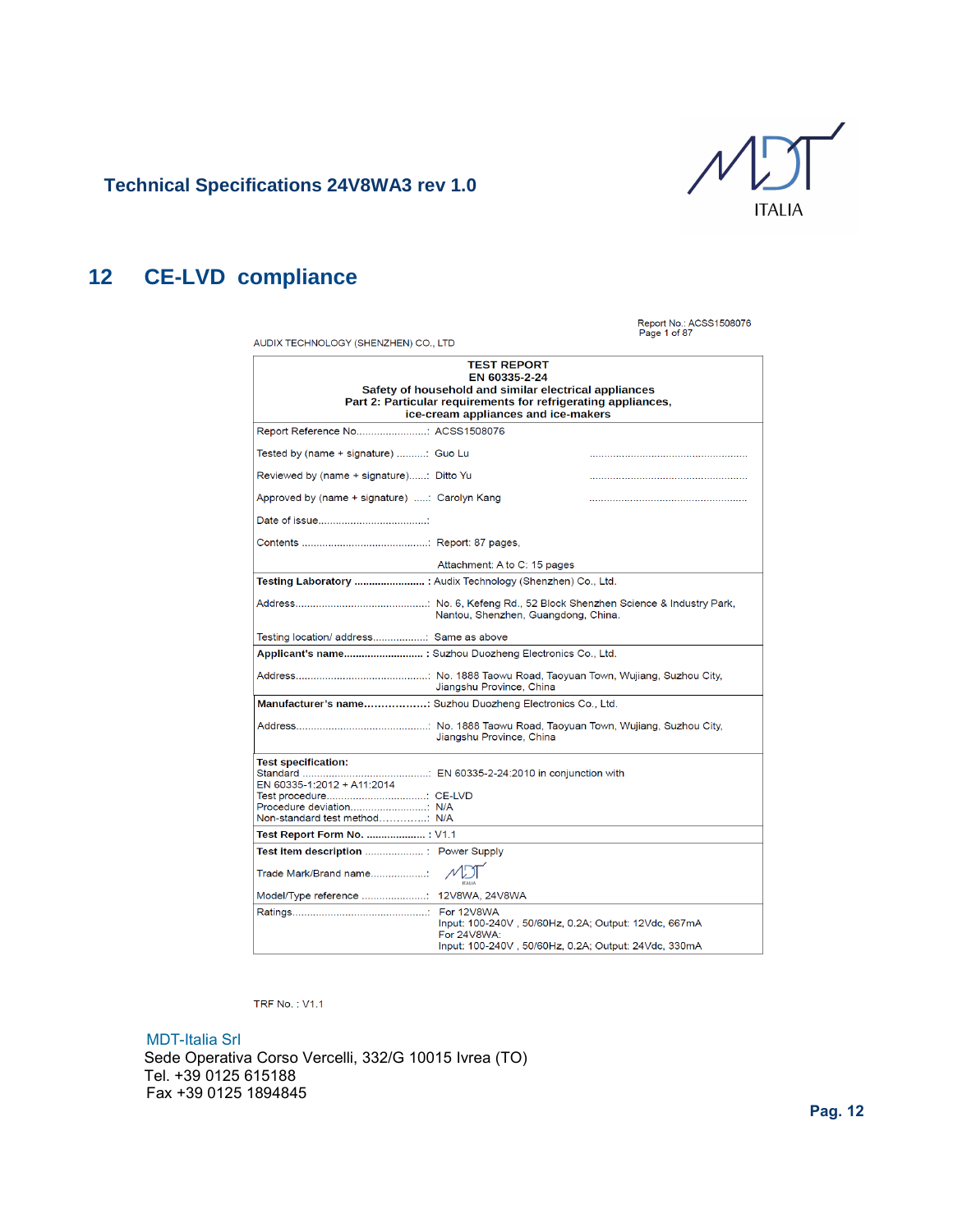## 12 CE-LVD compliance

Report No.: ACSS1508076
Page 1 of 87

AUDIX TECHNOLOGY (SHENZHEN) CO., LTD

**TEST REPORT**
**EN 60335-2-24**
**Safety of household and similar electrical appliances**
**Part 2: Particular requirements for refrigerating appliances,**
**ice-cream appliances and ice-makers**

| | |
|---|---|
| Report Reference No. | ACSS1508076 |
| Tested by (name + signature) | Guo Lu |
| Reviewed by (name + signature) | Ditto Yu |
| Approved by (name + signature) | Carolyn Kang |
| Date of issue | |
| Contents | Report: 87 pages, Attachment: A to C: 15 pages |
| **Testing Laboratory** | Audix Technology (Shenzhen) Co., Ltd. |
| Address | No. 6, Kefeng Rd., 52 Block Shenzhen Science & Industry Park, Nantou, Shenzhen, Guangdong, China. |
| Testing location/ address | Same as above |
| **Applicant's name** | Suzhou Duozheng Electronics Co., Ltd. |
| Address | No. 1888 Taowu Road, Taoyuan Town, Wujiang, Suzhou City, Jiangshu Province, China |
| **Manufacturer's name** | Suzhou Duozheng Electronics Co., Ltd. |
| Address | No. 1888 Taowu Road, Taoyuan Town, Wujiang, Suzhou City, Jiangshu Province, China |
| **Test specification:** | |
| Standard | EN 60335-2-24:2010 in conjunction with EN 60335-1:2012 + A11:2014 |
| Test procedure | CE-LVD |
| Procedure deviation | N/A |
| Non-standard test method | N/A |
| **Test Report Form No.** | V1.1 |
| **Test item description** | Power Supply |
| Trade Mark/Brand name | MDT ITALIA |
| Model/Type reference | 12V8WA, 24V8WA |
| Ratings | For 12V8WA<br>Input: 100-240V , 50/60Hz, 0.2A; Output: 12Vdc, 667mA<br>For 24V8WA:<br>Input: 100-240V , 50/60Hz, 0.2A; Output: 24Vdc, 330mA |

TRF No. : V1.1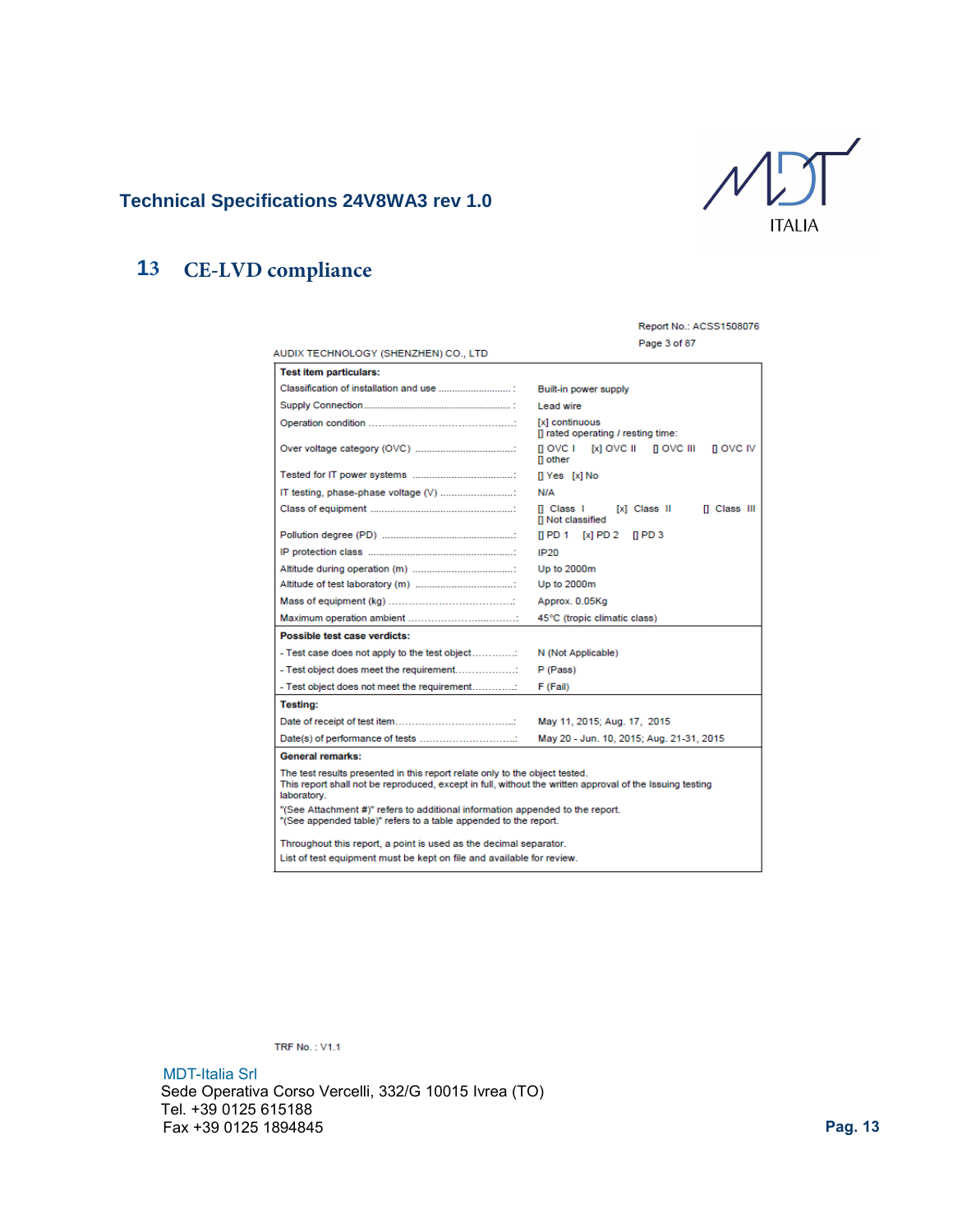## 13 CE-LVD compliance

Report No.: ACSS1508076

Page 3 of 87

AUDIX TECHNOLOGY (SHENZHEN) CO., LTD

| | |
|---|---|
| **Test item particulars:** | |
| Classification of installation and use .......................... : | Built-in power supply |
| Supply Connection ........................................................ : | Lead wire |
| Operation condition ........................................................: | [x] continuous<br>[] rated operating / resting time: |
| Over voltage category (OVC) ..................................: | [] OVC I [x] OVC II [] OVC III [] OVC IV<br>[] other |
| Tested for IT power systems ....................................: | [] Yes [x] No |
| IT testing, phase-phase voltage (V) ..........................: | N/A |
| Class of equipment ...................................................: | [] Class I [x] Class II [] Class III<br>[] Not classified |
| Pollution degree (PD) ..............................................: | [] PD 1 [x] PD 2 [] PD 3 |
| IP protection class .....................................................: | IP20 |
| Altitude during operation (m) ....................................: | Up to 2000m |
| Altitude of test laboratory (m) ...................................: | Up to 2000m |
| Mass of equipment (kg) ..........................................: | Approx. 0.05Kg |
| Maximum operation ambient ....................................: | 45°C (tropic climatic class) |
| **Possible test case verdicts:** | |
| - Test case does not apply to the test object..............: | N (Not Applicable) |
| - Test object does meet the requirement...................: | P (Pass) |
| - Test object does not meet the requirement.............: | F (Fail) |
| **Testing:** | |
| Date of receipt of test item.........................................: | May 11, 2015; Aug. 17, 2015 |
| Date(s) of performance of tests ...............................: | May 20 - Jun. 10, 2015; Aug. 21-31, 2015 |

**General remarks:**

The test results presented in this report relate only to the object tested.
This report shall not be reproduced, except in full, without the written approval of the Issuing testing laboratory.

"(See Attachment #)" refers to additional information appended to the report.
"(See appended table)" refers to a table appended to the report.

Throughout this report, a point is used as the decimal separator.
List of test equipment must be kept on file and available for review.

TRF No. : V1.1